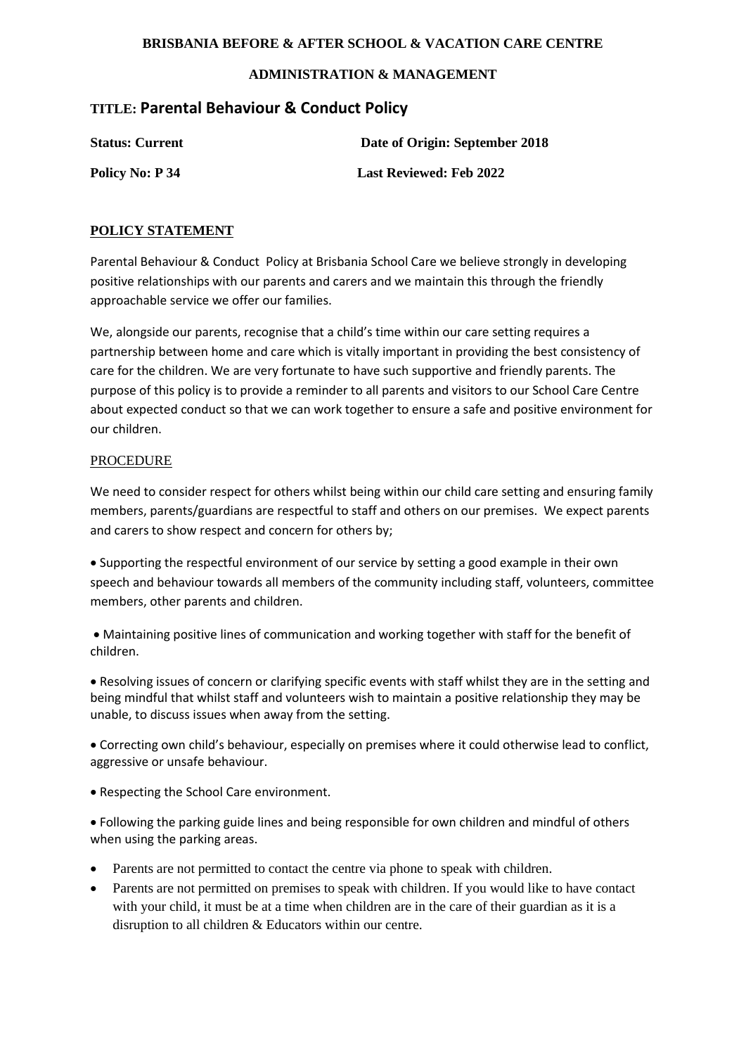**BRISBANIA BEFORE & AFTER SCHOOL & VACATION CARE CENTRE**

**ADMINISTRATION & MANAGEMENT**

# TITLE: Parental Behaviour & Conduct Policy

**Status: Current** **Date of Origin: September 2018**

**Policy No: P 34** **Last Reviewed: Feb 2022**

## POLICY STATEMENT

Parental Behaviour & Conduct Policy at Brisbania School Care we believe strongly in developing positive relationships with our parents and carers and we maintain this through the friendly approachable service we offer our families.

We, alongside our parents, recognise that a child's time within our care setting requires a partnership between home and care which is vitally important in providing the best consistency of care for the children. We are very fortunate to have such supportive and friendly parents. The purpose of this policy is to provide a reminder to all parents and visitors to our School Care Centre about expected conduct so that we can work together to ensure a safe and positive environment for our children.

## PROCEDURE

We need to consider respect for others whilst being within our child care setting and ensuring family members, parents/guardians are respectful to staff and others on our premises. We expect parents and carers to show respect and concern for others by;

- Supporting the respectful environment of our service by setting a good example in their own speech and behaviour towards all members of the community including staff, volunteers, committee members, other parents and children.
- Maintaining positive lines of communication and working together with staff for the benefit of children.
- Resolving issues of concern or clarifying specific events with staff whilst they are in the setting and being mindful that whilst staff and volunteers wish to maintain a positive relationship they may be unable, to discuss issues when away from the setting.
- Correcting own child's behaviour, especially on premises where it could otherwise lead to conflict, aggressive or unsafe behaviour.
- Respecting the School Care environment.
- Following the parking guide lines and being responsible for own children and mindful of others when using the parking areas.
- Parents are not permitted to contact the centre via phone to speak with children.
- Parents are not permitted on premises to speak with children. If you would like to have contact with your child, it must be at a time when children are in the care of their guardian as it is a disruption to all children & Educators within our centre.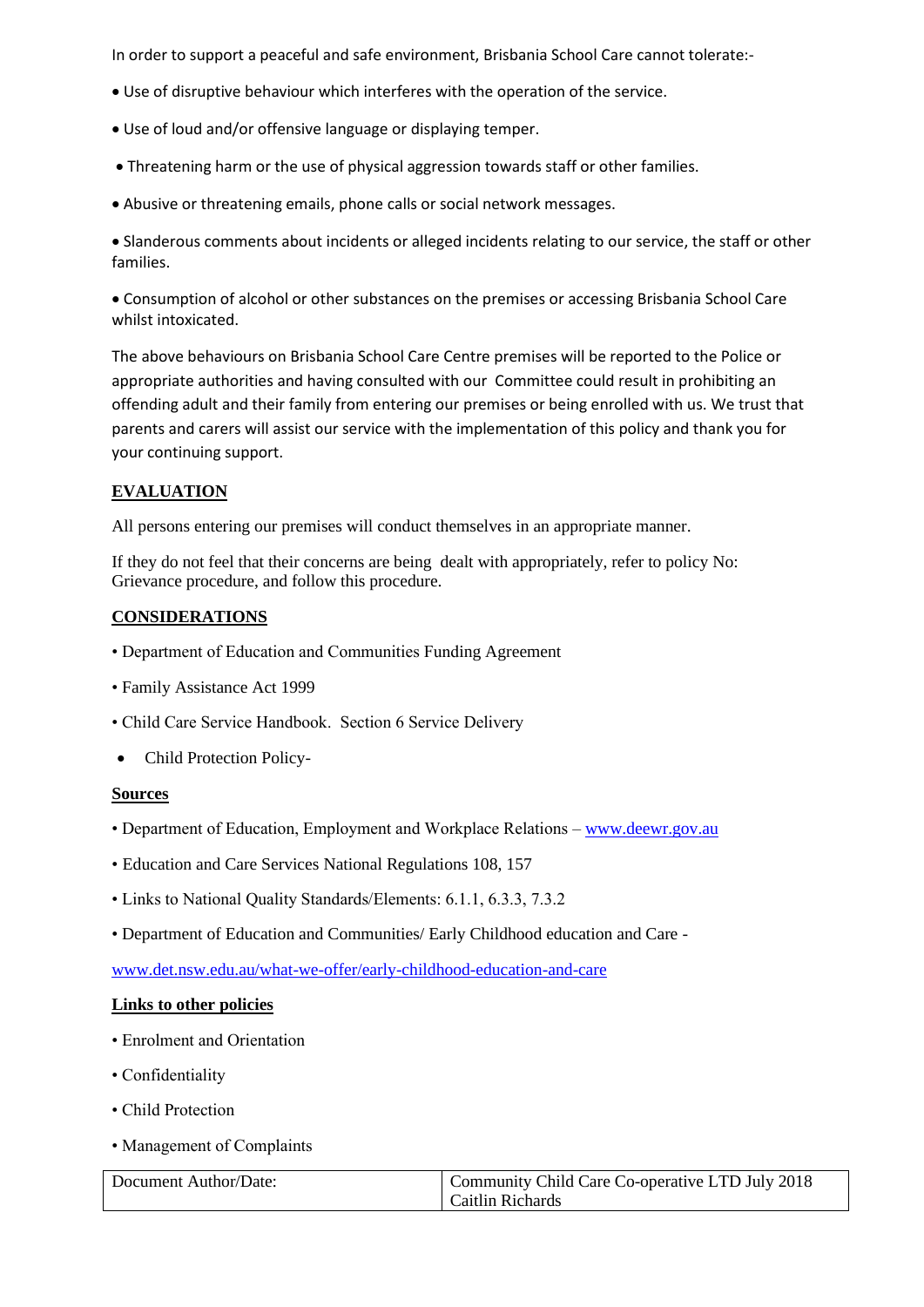In order to support a peaceful and safe environment, Brisbania School Care cannot tolerate:-

- Use of disruptive behaviour which interferes with the operation of the service.
- Use of loud and/or offensive language or displaying temper.
- Threatening harm or the use of physical aggression towards staff or other families.
- Abusive or threatening emails, phone calls or social network messages.
- Slanderous comments about incidents or alleged incidents relating to our service, the staff or other families.
- Consumption of alcohol or other substances on the premises or accessing Brisbania School Care whilst intoxicated.

The above behaviours on Brisbania School Care Centre premises will be reported to the Police or appropriate authorities and having consulted with our Committee could result in prohibiting an offending adult and their family from entering our premises or being enrolled with us. We trust that parents and carers will assist our service with the implementation of this policy and thank you for your continuing support.

## EVALUATION

All persons entering our premises will conduct themselves in an appropriate manner.

If they do not feel that their concerns are being dealt with appropriately, refer to policy No: Grievance procedure, and follow this procedure.

## CONSIDERATIONS

- Department of Education and Communities Funding Agreement
- Family Assistance Act 1999
- Child Care Service Handbook. Section 6 Service Delivery
- Child Protection Policy-

## Sources

- Department of Education, Employment and Workplace Relations – www.deewr.gov.au
- Education and Care Services National Regulations 108, 157
- Links to National Quality Standards/Elements: 6.1.1, 6.3.3, 7.3.2
- Department of Education and Communities/ Early Childhood education and Care -

www.det.nsw.edu.au/what-we-offer/early-childhood-education-and-care

## Links to other policies

- Enrolment and Orientation
- Confidentiality
- Child Protection
- Management of Complaints

| Document Author/Date: | Community Child Care Co-operative LTD July 2018<br>Caitlin Richards |
|---|---|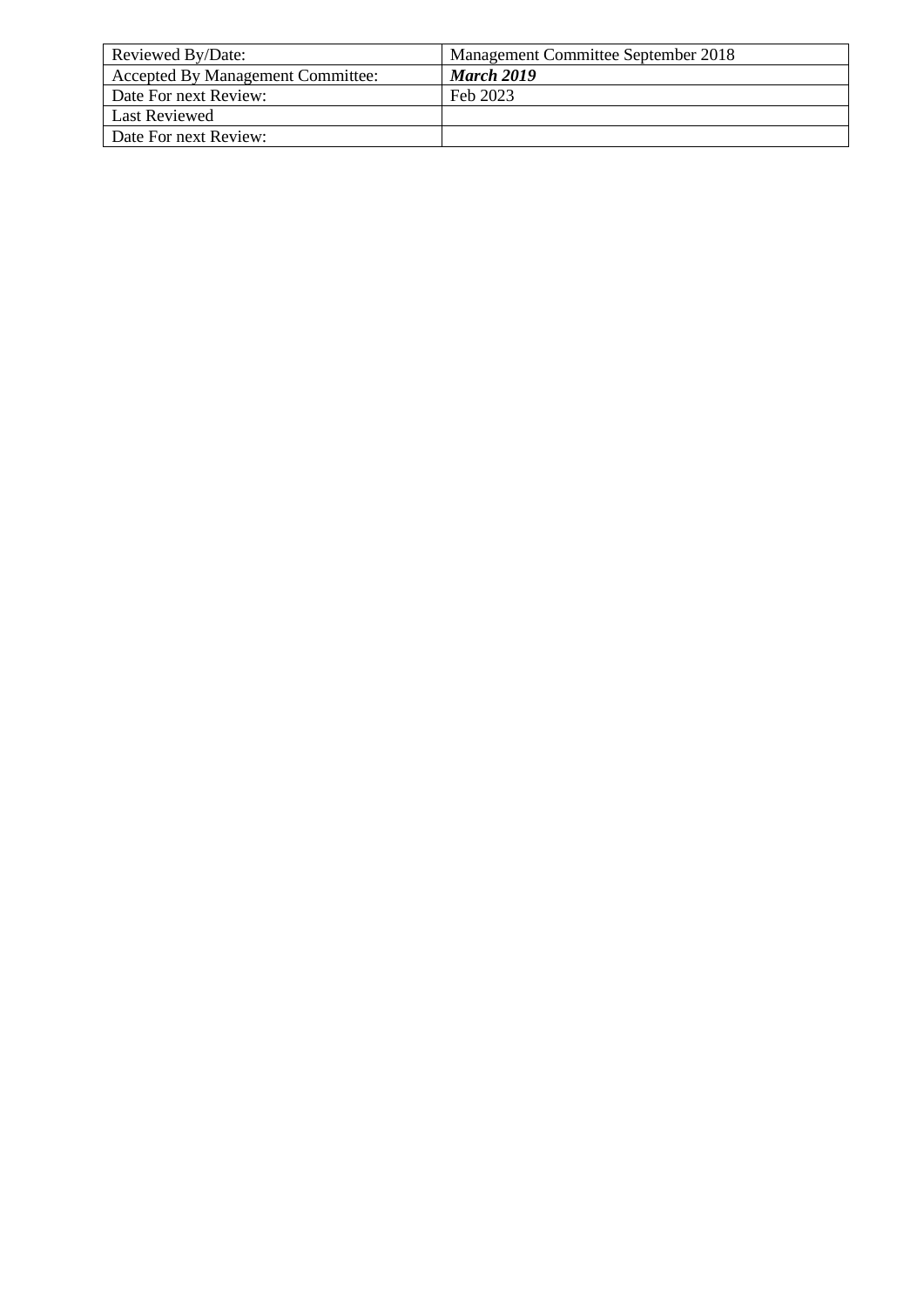| | |
|---|---|
| Reviewed By/Date: | Management Committee September 2018 |
| Accepted By Management Committee: | ***March 2019*** |
| Date For next Review: | Feb 2023 |
| Last Reviewed | |
| Date For next Review: | |